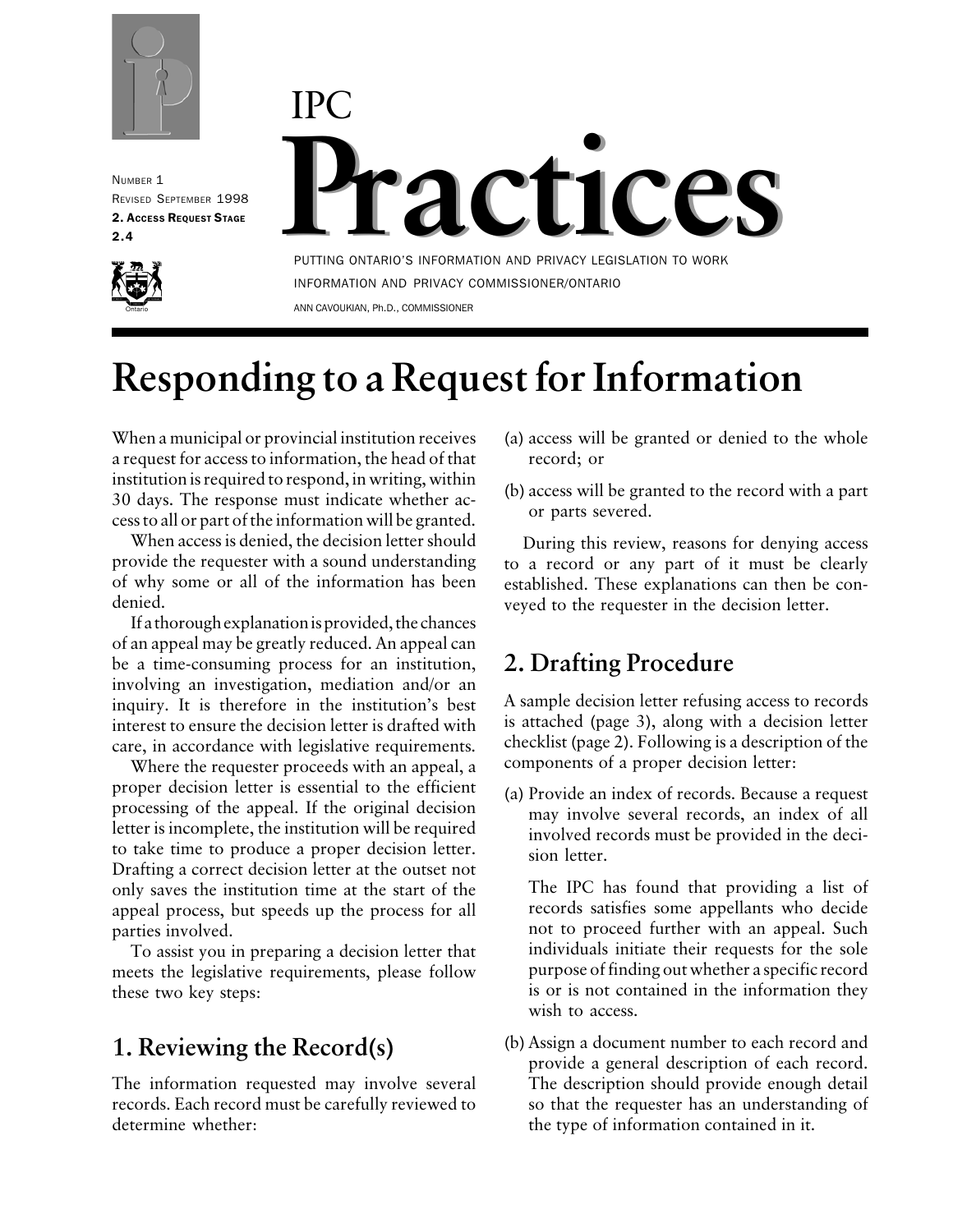Number 1
Revised September 1998
**2. Access Request Stage**
**2.4**

IPC

# Practices

PUTTING ONTARIO'S INFORMATION AND PRIVACY LEGISLATION TO WORK

INFORMATION AND PRIVACY COMMISSIONER/ONTARIO

ANN CAVOUKIAN, Ph.D., COMMISSIONER

# Responding to a Request for Information

When a municipal or provincial institution receives a request for access to information, the head of that institution is required to respond, in writing, within 30 days. The response must indicate whether access to all or part of the information will be granted.

When access is denied, the decision letter should provide the requester with a sound understanding of why some or all of the information has been denied.

If a thorough explanation is provided, the chances of an appeal may be greatly reduced. An appeal can be a time-consuming process for an institution, involving an investigation, mediation and/or an inquiry. It is therefore in the institution's best interest to ensure the decision letter is drafted with care, in accordance with legislative requirements.

Where the requester proceeds with an appeal, a proper decision letter is essential to the efficient processing of the appeal. If the original decision letter is incomplete, the institution will be required to take time to produce a proper decision letter. Drafting a correct decision letter at the outset not only saves the institution time at the start of the appeal process, but speeds up the process for all parties involved.

To assist you in preparing a decision letter that meets the legislative requirements, please follow these two key steps:

## 1. Reviewing the Record(s)

The information requested may involve several records. Each record must be carefully reviewed to determine whether:

(a) access will be granted or denied to the whole record; or

(b) access will be granted to the record with a part or parts severed.

During this review, reasons for denying access to a record or any part of it must be clearly established. These explanations can then be conveyed to the requester in the decision letter.

## 2. Drafting Procedure

A sample decision letter refusing access to records is attached (page 3), along with a decision letter checklist (page 2). Following is a description of the components of a proper decision letter:

(a) Provide an index of records. Because a request may involve several records, an index of all involved records must be provided in the decision letter.

The IPC has found that providing a list of records satisfies some appellants who decide not to proceed further with an appeal. Such individuals initiate their requests for the sole purpose of finding out whether a specific record is or is not contained in the information they wish to access.

(b) Assign a document number to each record and provide a general description of each record. The description should provide enough detail so that the requester has an understanding of the type of information contained in it.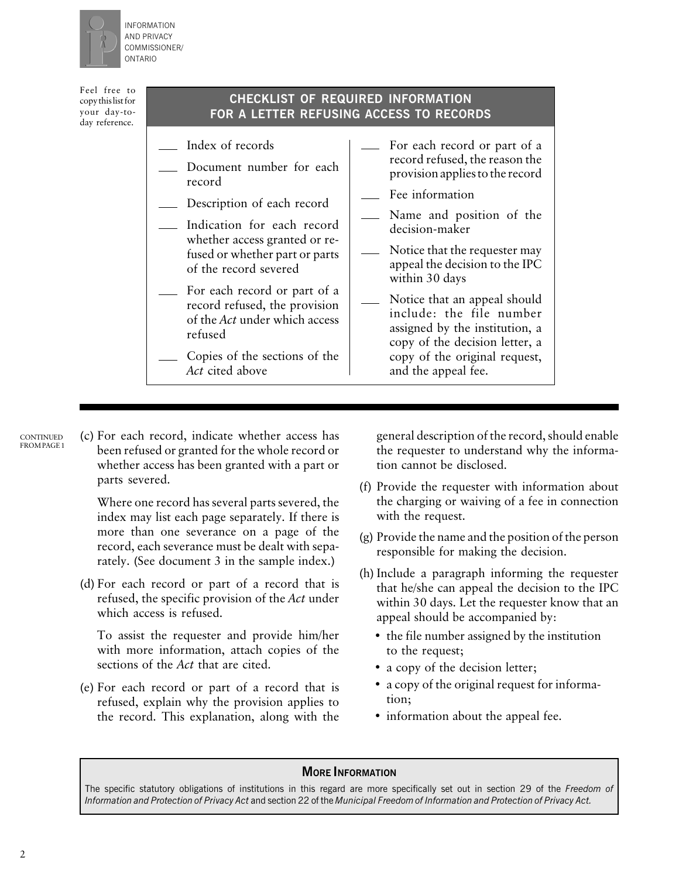INFORMATION AND PRIVACY COMMISSIONER/ ONTARIO

Feel free to copy this list for your day-to-day reference.

## CHECKLIST OF REQUIRED INFORMATION FOR A LETTER REFUSING ACCESS TO RECORDS

- ___ Index of records
- ___ Document number for each record
- ___ Description of each record
- ___ Indication for each record whether access granted or refused or whether part or parts of the record severed
- ___ For each record or part of a record refused, the provision of the *Act* under which access refused
- ___ Copies of the sections of the *Act* cited above
- ___ For each record or part of a record refused, the reason the provision applies to the record
- ___ Fee information
- ___ Name and position of the decision-maker
- ___ Notice that the requester may appeal the decision to the IPC within 30 days
- ___ Notice that an appeal should include: the file number assigned by the institution, a copy of the decision letter, a copy of the original request, and the appeal fee.

---

CONTINUED FROM PAGE 1

(c) For each record, indicate whether access has been refused or granted for the whole record or whether access has been granted with a part or parts severed.

Where one record has several parts severed, the index may list each page separately. If there is more than one severance on a page of the record, each severance must be dealt with separately. (See document 3 in the sample index.)

(d) For each record or part of a record that is refused, the specific provision of the *Act* under which access is refused.

To assist the requester and provide him/her with more information, attach copies of the sections of the *Act* that are cited.

(e) For each record or part of a record that is refused, explain why the provision applies to the record. This explanation, along with the general description of the record, should enable the requester to understand why the information cannot be disclosed.

(f) Provide the requester with information about the charging or waiving of a fee in connection with the request.

(g) Provide the name and the position of the person responsible for making the decision.

(h) Include a paragraph informing the requester that he/she can appeal the decision to the IPC within 30 days. Let the requester know that an appeal should be accompanied by:

- the file number assigned by the institution to the request;
- a copy of the decision letter;
- a copy of the original request for information;
- information about the appeal fee.

### MORE INFORMATION

The specific statutory obligations of institutions in this regard are more specifically set out in section 29 of the *Freedom of Information and Protection of Privacy Act* and section 22 of the *Municipal Freedom of Information and Protection of Privacy Act.*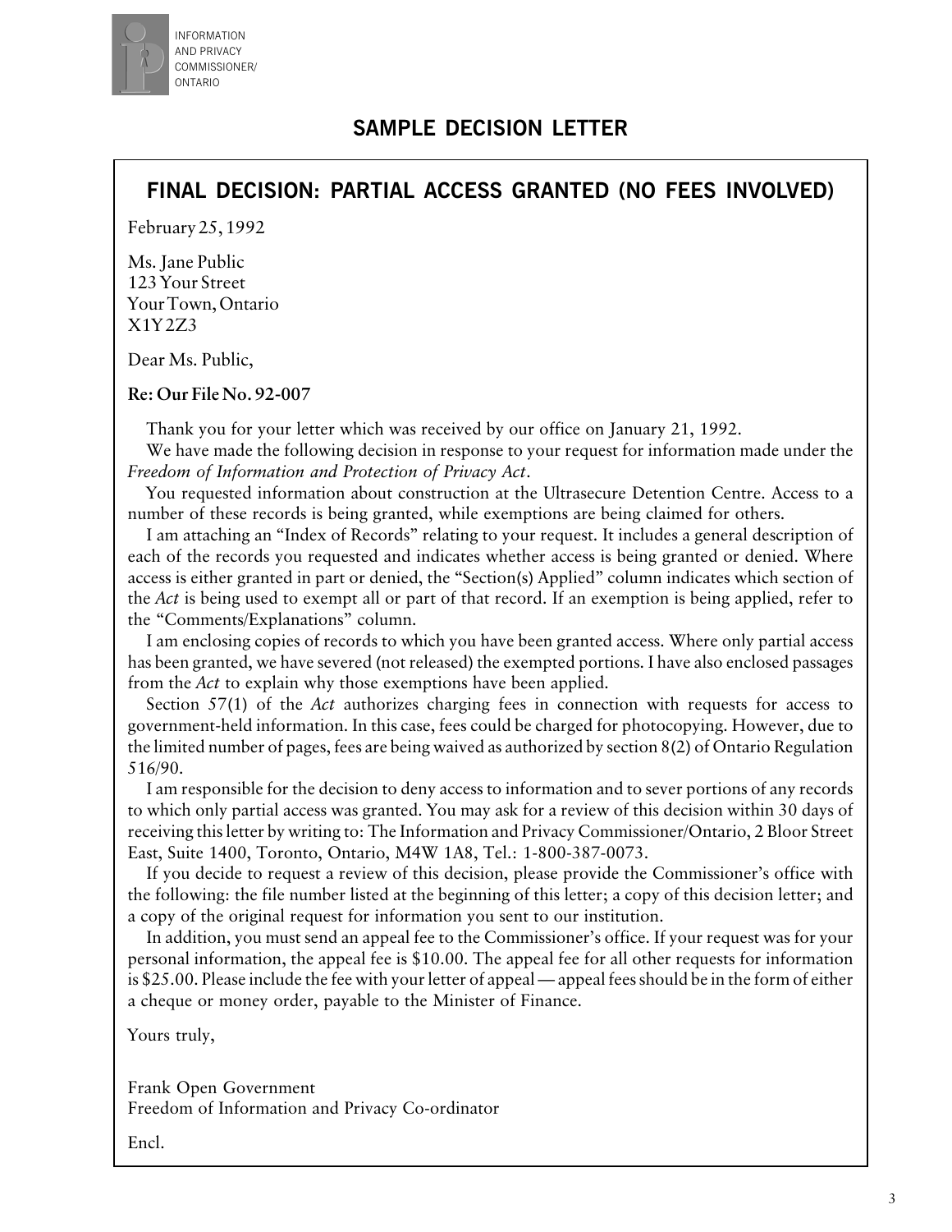INFORMATION AND PRIVACY COMMISSIONER/ ONTARIO

# SAMPLE DECISION LETTER

## FINAL DECISION: PARTIAL ACCESS GRANTED (NO FEES INVOLVED)

February 25, 1992

Ms. Jane Public
123 Your Street
Your Town, Ontario
X1Y 2Z3

Dear Ms. Public,

**Re: Our File No. 92-007**

Thank you for your letter which was received by our office on January 21, 1992.

We have made the following decision in response to your request for information made under the *Freedom of Information and Protection of Privacy Act*.

You requested information about construction at the Ultrasecure Detention Centre. Access to a number of these records is being granted, while exemptions are being claimed for others.

I am attaching an "Index of Records" relating to your request. It includes a general description of each of the records you requested and indicates whether access is being granted or denied. Where access is either granted in part or denied, the "Section(s) Applied" column indicates which section of the *Act* is being used to exempt all or part of that record. If an exemption is being applied, refer to the "Comments/Explanations" column.

I am enclosing copies of records to which you have been granted access. Where only partial access has been granted, we have severed (not released) the exempted portions. I have also enclosed passages from the *Act* to explain why those exemptions have been applied.

Section 57(1) of the *Act* authorizes charging fees in connection with requests for access to government-held information. In this case, fees could be charged for photocopying. However, due to the limited number of pages, fees are being waived as authorized by section 8(2) of Ontario Regulation 516/90.

I am responsible for the decision to deny access to information and to sever portions of any records to which only partial access was granted. You may ask for a review of this decision within 30 days of receiving this letter by writing to: The Information and Privacy Commissioner/Ontario, 2 Bloor Street East, Suite 1400, Toronto, Ontario, M4W 1A8, Tel.: 1-800-387-0073.

If you decide to request a review of this decision, please provide the Commissioner's office with the following: the file number listed at the beginning of this letter; a copy of this decision letter; and a copy of the original request for information you sent to our institution.

In addition, you must send an appeal fee to the Commissioner's office. If your request was for your personal information, the appeal fee is $10.00. The appeal fee for all other requests for information is $25.00. Please include the fee with your letter of appeal — appeal fees should be in the form of either a cheque or money order, payable to the Minister of Finance.

Yours truly,

Frank Open Government
Freedom of Information and Privacy Co-ordinator

Encl.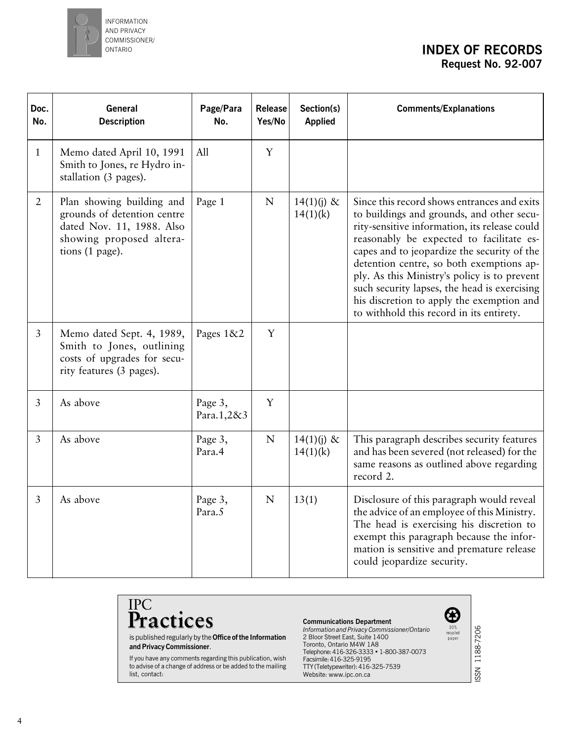INFORMATION AND PRIVACY COMMISSIONER/ ONTARIO

## INDEX OF RECORDS
### Request No. 92-007

| Doc. No. | General Description | Page/Para No. | Release Yes/No | Section(s) Applied | Comments/Explanations |
|---|---|---|---|---|---|
| 1 | Memo dated April 10, 1991 Smith to Jones, re Hydro installation (3 pages). | All | Y | | |
| 2 | Plan showing building and grounds of detention centre dated Nov. 11, 1988. Also showing proposed alterations (1 page). | Page 1 | N | 14(1)(j) & 14(1)(k) | Since this record shows entrances and exits to buildings and grounds, and other security-sensitive information, its release could reasonably be expected to facilitate escapes and to jeopardize the security of the detention centre, so both exemptions apply. As this Ministry's policy is to prevent such security lapses, the head is exercising his discretion to apply the exemption and to withhold this record in its entirety. |
| 3 | Memo dated Sept. 4, 1989, Smith to Jones, outlining costs of upgrades for security features (3 pages). | Pages 1&2 | Y | | |
| 3 | As above | Page 3, Para.1,2&3 | Y | | |
| 3 | As above | Page 3, Para.4 | N | 14(1)(j) & 14(1)(k) | This paragraph describes security features and has been severed (not released) for the same reasons as outlined above regarding record 2. |
| 3 | As above | Page 3, Para.5 | N | 13(1) | Disclosure of this paragraph would reveal the advice of an employee of this Ministry. The head is exercising his discretion to exempt this paragraph because the information is sensitive and premature release could jeopardize security. |

**IPC Practices** is published regularly by the **Office of the Information and Privacy Commissioner**.

If you have any comments regarding this publication, wish to advise of a change of address or be added to the mailing list, contact:

**Communications Department**
*Information and Privacy Commissioner/Ontario*
2 Bloor Street East, Suite 1400
Toronto, Ontario M4W 1A8
Telephone: 416-326-3333 • 1-800-387-0073
Facsimile: 416-325-9195
TTY (Teletypewriter): 416-325-7539
Website: www.ipc.on.ca

30% recycled paper

ISSN 1188-7206